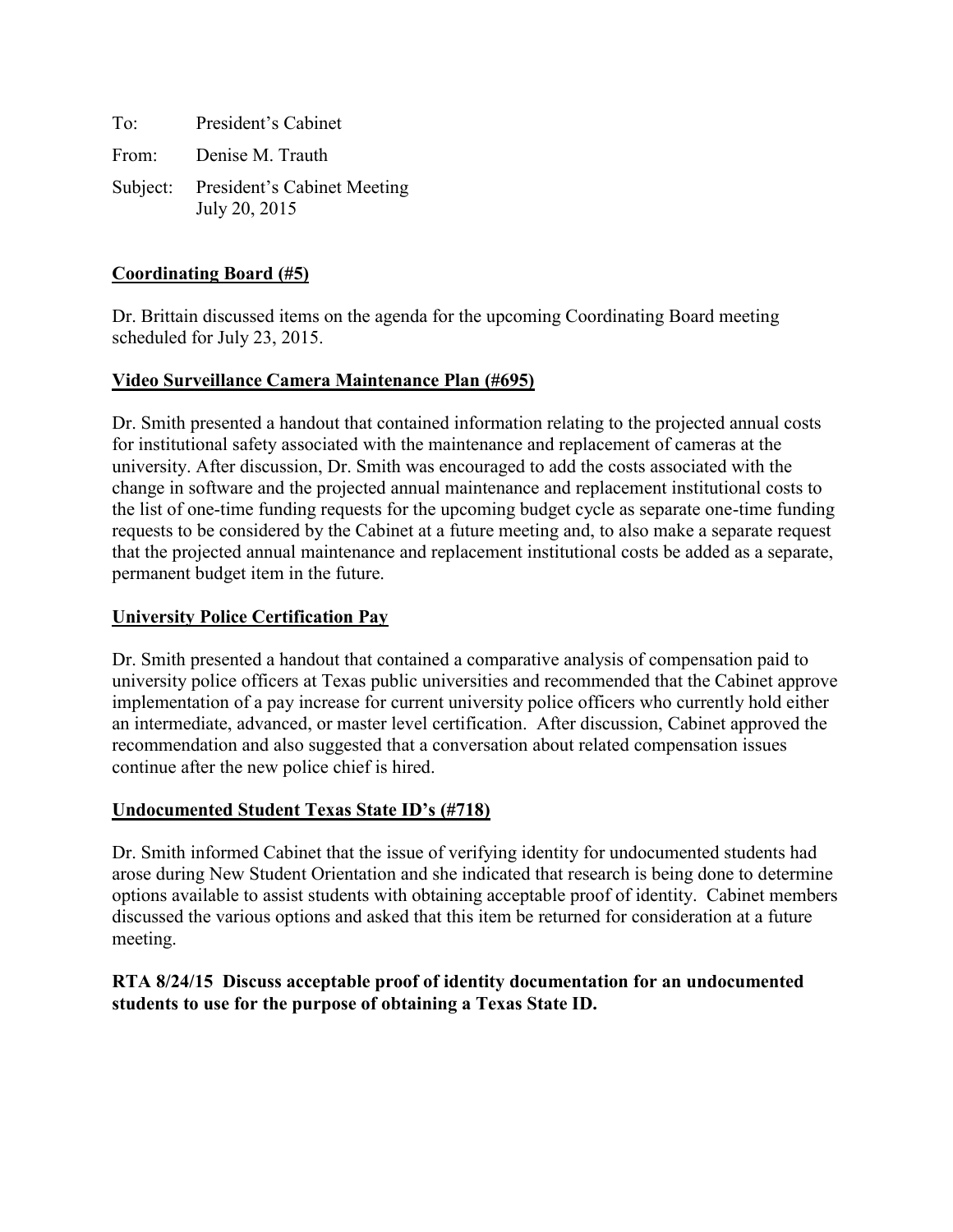To: President's Cabinet

From: Denise M. Trauth

Subject: President's Cabinet Meeting
July 20, 2015

**<u>Coordinating Board (#5)</u>**

Dr. Brittain discussed items on the agenda for the upcoming Coordinating Board meeting scheduled for July 23, 2015.

**<u>Video Surveillance Camera Maintenance Plan (#695)</u>**

Dr. Smith presented a handout that contained information relating to the projected annual costs for institutional safety associated with the maintenance and replacement of cameras at the university. After discussion, Dr. Smith was encouraged to add the costs associated with the change in software and the projected annual maintenance and replacement institutional costs to the list of one-time funding requests for the upcoming budget cycle as separate one-time funding requests to be considered by the Cabinet at a future meeting and, to also make a separate request that the projected annual maintenance and replacement institutional costs be added as a separate, permanent budget item in the future.

**<u>University Police Certification Pay</u>**

Dr. Smith presented a handout that contained a comparative analysis of compensation paid to university police officers at Texas public universities and recommended that the Cabinet approve implementation of a pay increase for current university police officers who currently hold either an intermediate, advanced, or master level certification. After discussion, Cabinet approved the recommendation and also suggested that a conversation about related compensation issues continue after the new police chief is hired.

**<u>Undocumented Student Texas State ID's (#718)</u>**

Dr. Smith informed Cabinet that the issue of verifying identity for undocumented students had arose during New Student Orientation and she indicated that research is being done to determine options available to assist students with obtaining acceptable proof of identity. Cabinet members discussed the various options and asked that this item be returned for consideration at a future meeting.

**RTA 8/24/15 Discuss acceptable proof of identity documentation for an undocumented students to use for the purpose of obtaining a Texas State ID.**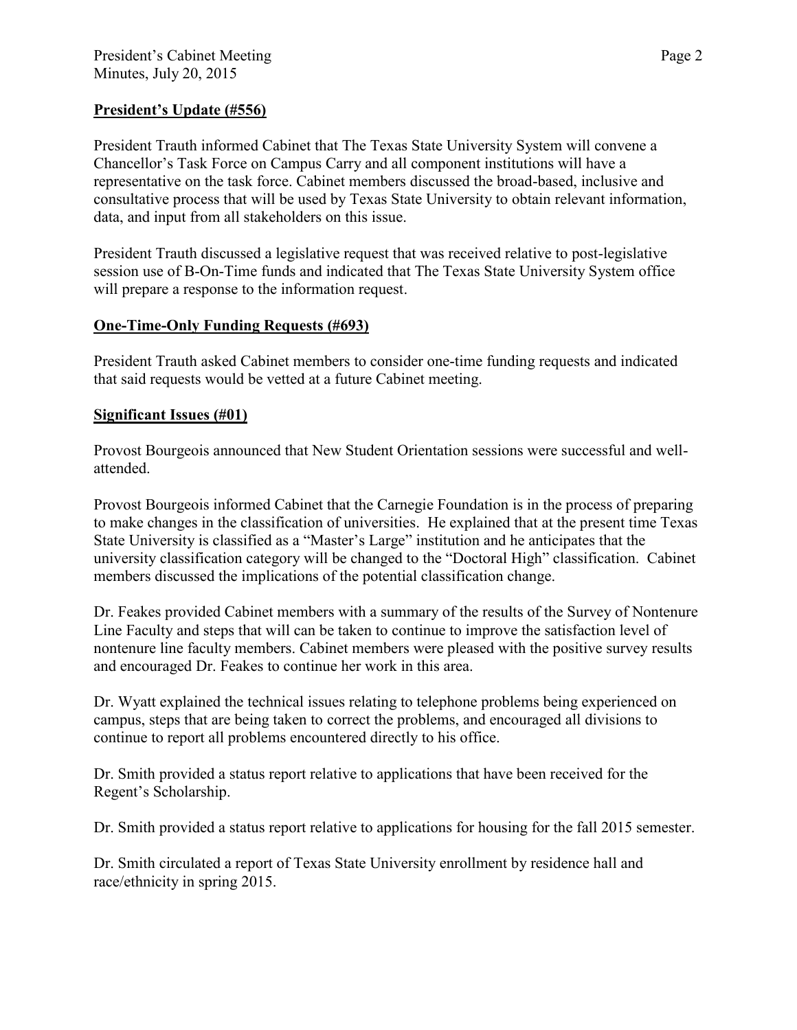## President's Update (#556)

President Trauth informed Cabinet that The Texas State University System will convene a Chancellor's Task Force on Campus Carry and all component institutions will have a representative on the task force. Cabinet members discussed the broad-based, inclusive and consultative process that will be used by Texas State University to obtain relevant information, data, and input from all stakeholders on this issue.

President Trauth discussed a legislative request that was received relative to post-legislative session use of B-On-Time funds and indicated that The Texas State University System office will prepare a response to the information request.

## One-Time-Only Funding Requests (#693)

President Trauth asked Cabinet members to consider one-time funding requests and indicated that said requests would be vetted at a future Cabinet meeting.

## Significant Issues (#01)

Provost Bourgeois announced that New Student Orientation sessions were successful and well-attended.

Provost Bourgeois informed Cabinet that the Carnegie Foundation is in the process of preparing to make changes in the classification of universities. He explained that at the present time Texas State University is classified as a "Master's Large" institution and he anticipates that the university classification category will be changed to the "Doctoral High" classification. Cabinet members discussed the implications of the potential classification change.

Dr. Feakes provided Cabinet members with a summary of the results of the Survey of Nontenure Line Faculty and steps that will can be taken to continue to improve the satisfaction level of nontenure line faculty members. Cabinet members were pleased with the positive survey results and encouraged Dr. Feakes to continue her work in this area.

Dr. Wyatt explained the technical issues relating to telephone problems being experienced on campus, steps that are being taken to correct the problems, and encouraged all divisions to continue to report all problems encountered directly to his office.

Dr. Smith provided a status report relative to applications that have been received for the Regent's Scholarship.

Dr. Smith provided a status report relative to applications for housing for the fall 2015 semester.

Dr. Smith circulated a report of Texas State University enrollment by residence hall and race/ethnicity in spring 2015.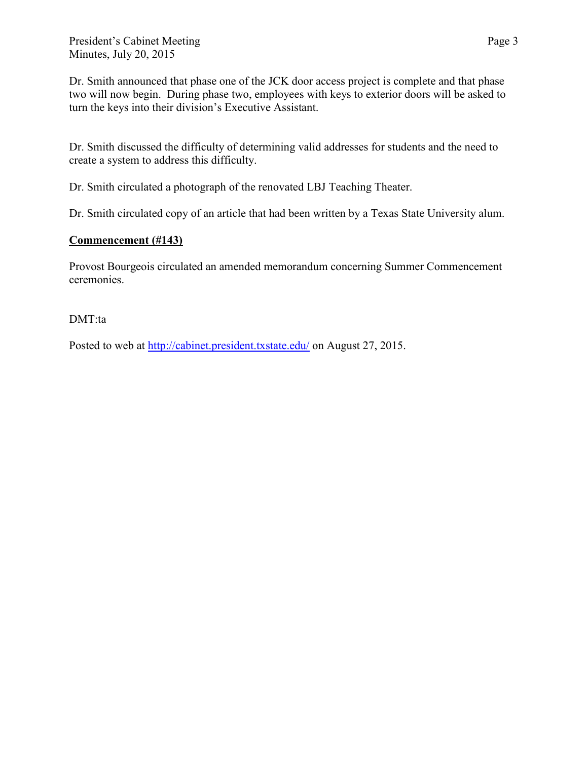Dr. Smith announced that phase one of the JCK door access project is complete and that phase two will now begin. During phase two, employees with keys to exterior doors will be asked to turn the keys into their division's Executive Assistant.

Dr. Smith discussed the difficulty of determining valid addresses for students and the need to create a system to address this difficulty.

Dr. Smith circulated a photograph of the renovated LBJ Teaching Theater.

Dr. Smith circulated copy of an article that had been written by a Texas State University alum.

**Commencement (#143)**

Provost Bourgeois circulated an amended memorandum concerning Summer Commencement ceremonies.

DMT:ta

Posted to web at http://cabinet.president.txstate.edu/ on August 27, 2015.